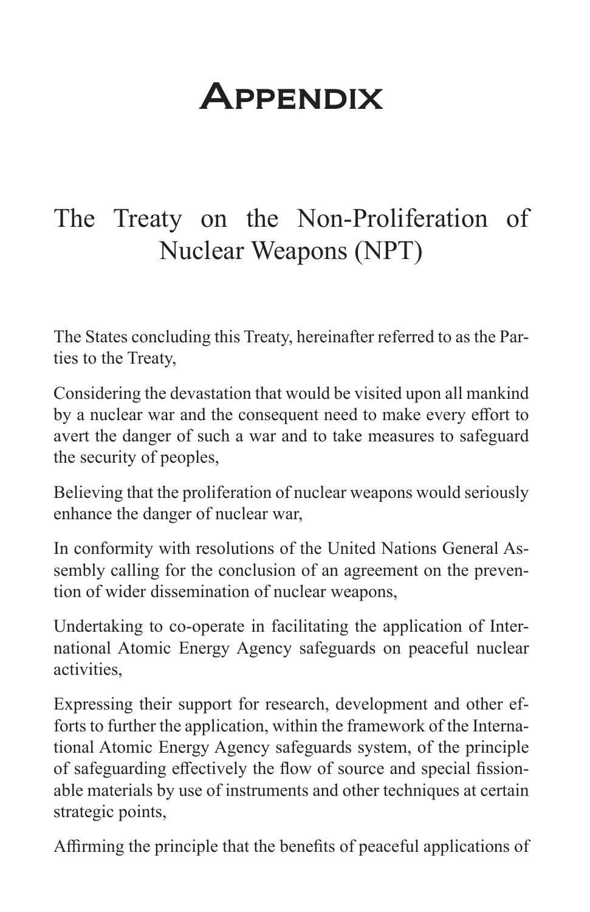# Appendix

## The Treaty on the Non-Proliferation of Nuclear Weapons (NPT)

The States concluding this Treaty, hereinafter referred to as the Parties to the Treaty,

Considering the devastation that would be visited upon all mankind by a nuclear war and the consequent need to make every effort to avert the danger of such a war and to take measures to safeguard the security of peoples,

Believing that the proliferation of nuclear weapons would seriously enhance the danger of nuclear war,

In conformity with resolutions of the United Nations General Assembly calling for the conclusion of an agreement on the prevention of wider dissemination of nuclear weapons,

Undertaking to co-operate in facilitating the application of International Atomic Energy Agency safeguards on peaceful nuclear activities,

Expressing their support for research, development and other efforts to further the application, within the framework of the International Atomic Energy Agency safeguards system, of the principle of safeguarding effectively the flow of source and special fissionable materials by use of instruments and other techniques at certain strategic points,

Affirming the principle that the benefits of peaceful applications of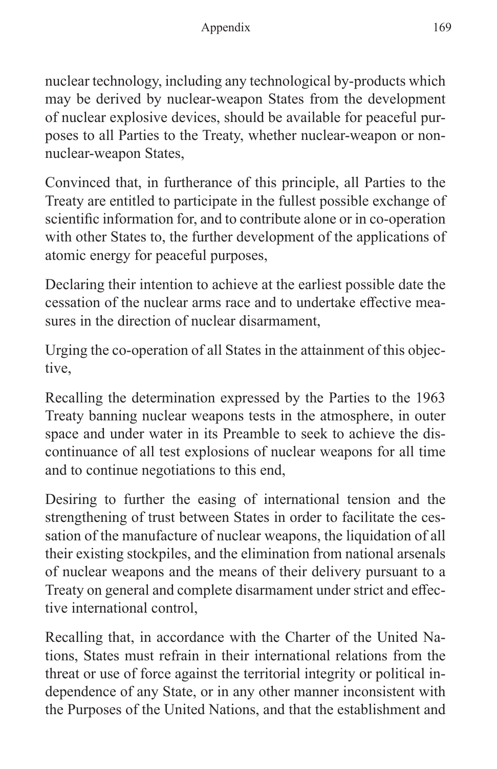nuclear technology, including any technological by-products which may be derived by nuclear-weapon States from the development of nuclear explosive devices, should be available for peaceful purposes to all Parties to the Treaty, whether nuclear-weapon or non-nuclear-weapon States,

Convinced that, in furtherance of this principle, all Parties to the Treaty are entitled to participate in the fullest possible exchange of scientific information for, and to contribute alone or in co-operation with other States to, the further development of the applications of atomic energy for peaceful purposes,

Declaring their intention to achieve at the earliest possible date the cessation of the nuclear arms race and to undertake effective measures in the direction of nuclear disarmament,

Urging the co-operation of all States in the attainment of this objective,

Recalling the determination expressed by the Parties to the 1963 Treaty banning nuclear weapons tests in the atmosphere, in outer space and under water in its Preamble to seek to achieve the discontinuance of all test explosions of nuclear weapons for all time and to continue negotiations to this end,

Desiring to further the easing of international tension and the strengthening of trust between States in order to facilitate the cessation of the manufacture of nuclear weapons, the liquidation of all their existing stockpiles, and the elimination from national arsenals of nuclear weapons and the means of their delivery pursuant to a Treaty on general and complete disarmament under strict and effective international control,

Recalling that, in accordance with the Charter of the United Nations, States must refrain in their international relations from the threat or use of force against the territorial integrity or political independence of any State, or in any other manner inconsistent with the Purposes of the United Nations, and that the establishment and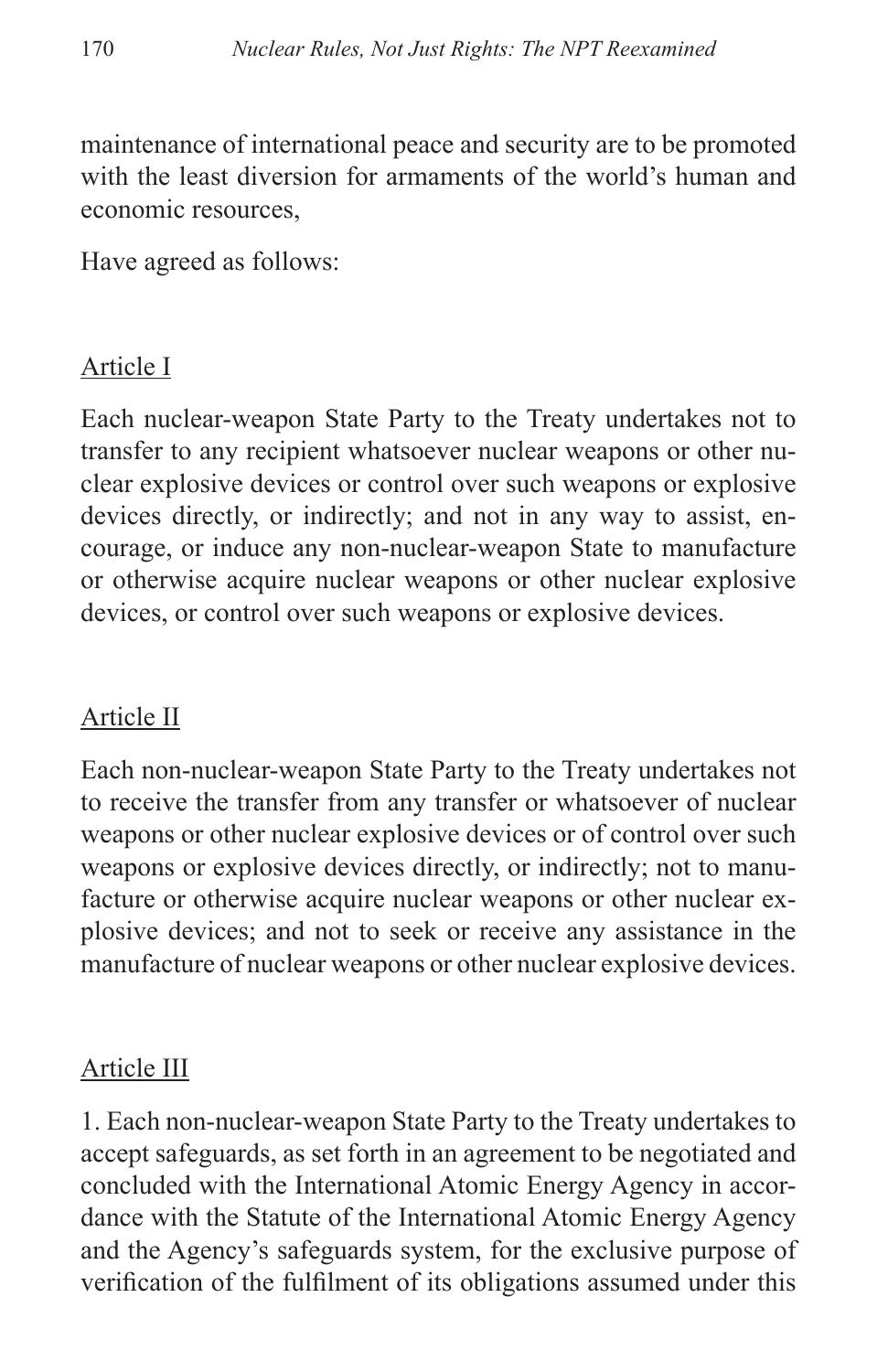maintenance of international peace and security are to be promoted with the least diversion for armaments of the world's human and economic resources,

Have agreed as follows:

## Article I

Each nuclear-weapon State Party to the Treaty undertakes not to transfer to any recipient whatsoever nuclear weapons or other nuclear explosive devices or control over such weapons or explosive devices directly, or indirectly; and not in any way to assist, encourage, or induce any non-nuclear-weapon State to manufacture or otherwise acquire nuclear weapons or other nuclear explosive devices, or control over such weapons or explosive devices.

## Article II

Each non-nuclear-weapon State Party to the Treaty undertakes not to receive the transfer from any transfer or whatsoever of nuclear weapons or other nuclear explosive devices or of control over such weapons or explosive devices directly, or indirectly; not to manufacture or otherwise acquire nuclear weapons or other nuclear explosive devices; and not to seek or receive any assistance in the manufacture of nuclear weapons or other nuclear explosive devices.

## Article III

1. Each non-nuclear-weapon State Party to the Treaty undertakes to accept safeguards, as set forth in an agreement to be negotiated and concluded with the International Atomic Energy Agency in accordance with the Statute of the International Atomic Energy Agency and the Agency's safeguards system, for the exclusive purpose of verification of the fulfilment of its obligations assumed under this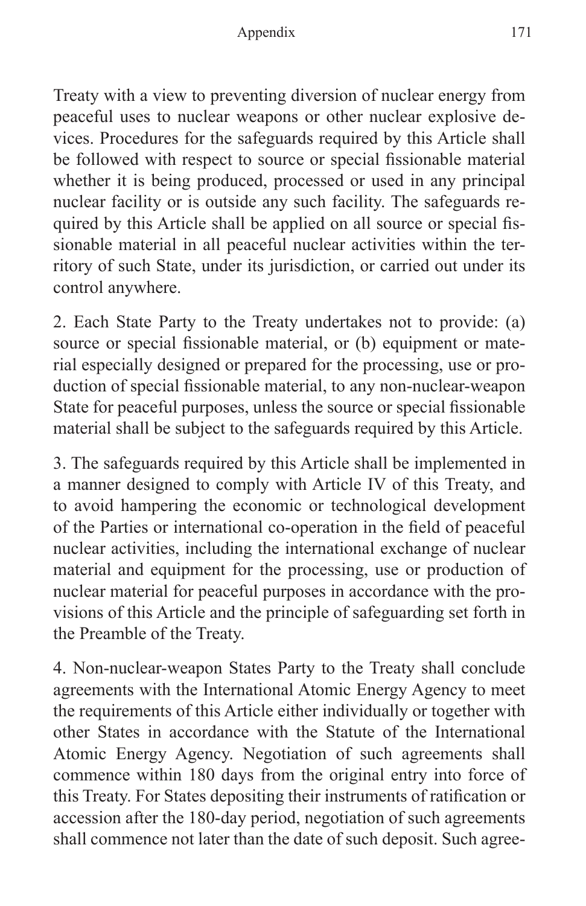Treaty with a view to preventing diversion of nuclear energy from peaceful uses to nuclear weapons or other nuclear explosive devices. Procedures for the safeguards required by this Article shall be followed with respect to source or special fissionable material whether it is being produced, processed or used in any principal nuclear facility or is outside any such facility. The safeguards required by this Article shall be applied on all source or special fissionable material in all peaceful nuclear activities within the territory of such State, under its jurisdiction, or carried out under its control anywhere.

2. Each State Party to the Treaty undertakes not to provide: (a) source or special fissionable material, or (b) equipment or material especially designed or prepared for the processing, use or production of special fissionable material, to any non-nuclear-weapon State for peaceful purposes, unless the source or special fissionable material shall be subject to the safeguards required by this Article.

3. The safeguards required by this Article shall be implemented in a manner designed to comply with Article IV of this Treaty, and to avoid hampering the economic or technological development of the Parties or international co-operation in the field of peaceful nuclear activities, including the international exchange of nuclear material and equipment for the processing, use or production of nuclear material for peaceful purposes in accordance with the provisions of this Article and the principle of safeguarding set forth in the Preamble of the Treaty.

4. Non-nuclear-weapon States Party to the Treaty shall conclude agreements with the International Atomic Energy Agency to meet the requirements of this Article either individually or together with other States in accordance with the Statute of the International Atomic Energy Agency. Negotiation of such agreements shall commence within 180 days from the original entry into force of this Treaty. For States depositing their instruments of ratification or accession after the 180-day period, negotiation of such agreements shall commence not later than the date of such deposit. Such agree-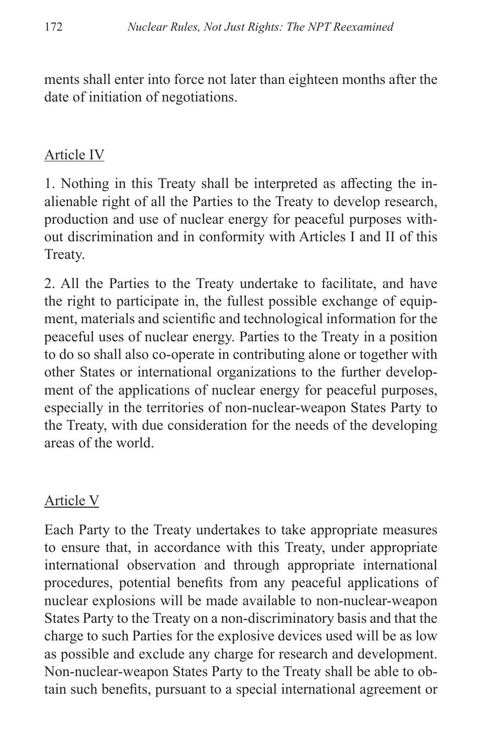ments shall enter into force not later than eighteen months after the date of initiation of negotiations.

## Article IV

1. Nothing in this Treaty shall be interpreted as affecting the inalienable right of all the Parties to the Treaty to develop research, production and use of nuclear energy for peaceful purposes without discrimination and in conformity with Articles I and II of this Treaty.

2. All the Parties to the Treaty undertake to facilitate, and have the right to participate in, the fullest possible exchange of equipment, materials and scientific and technological information for the peaceful uses of nuclear energy. Parties to the Treaty in a position to do so shall also co-operate in contributing alone or together with other States or international organizations to the further development of the applications of nuclear energy for peaceful purposes, especially in the territories of non-nuclear-weapon States Party to the Treaty, with due consideration for the needs of the developing areas of the world.

## Article V

Each Party to the Treaty undertakes to take appropriate measures to ensure that, in accordance with this Treaty, under appropriate international observation and through appropriate international procedures, potential benefits from any peaceful applications of nuclear explosions will be made available to non-nuclear-weapon States Party to the Treaty on a non-discriminatory basis and that the charge to such Parties for the explosive devices used will be as low as possible and exclude any charge for research and development. Non-nuclear-weapon States Party to the Treaty shall be able to obtain such benefits, pursuant to a special international agreement or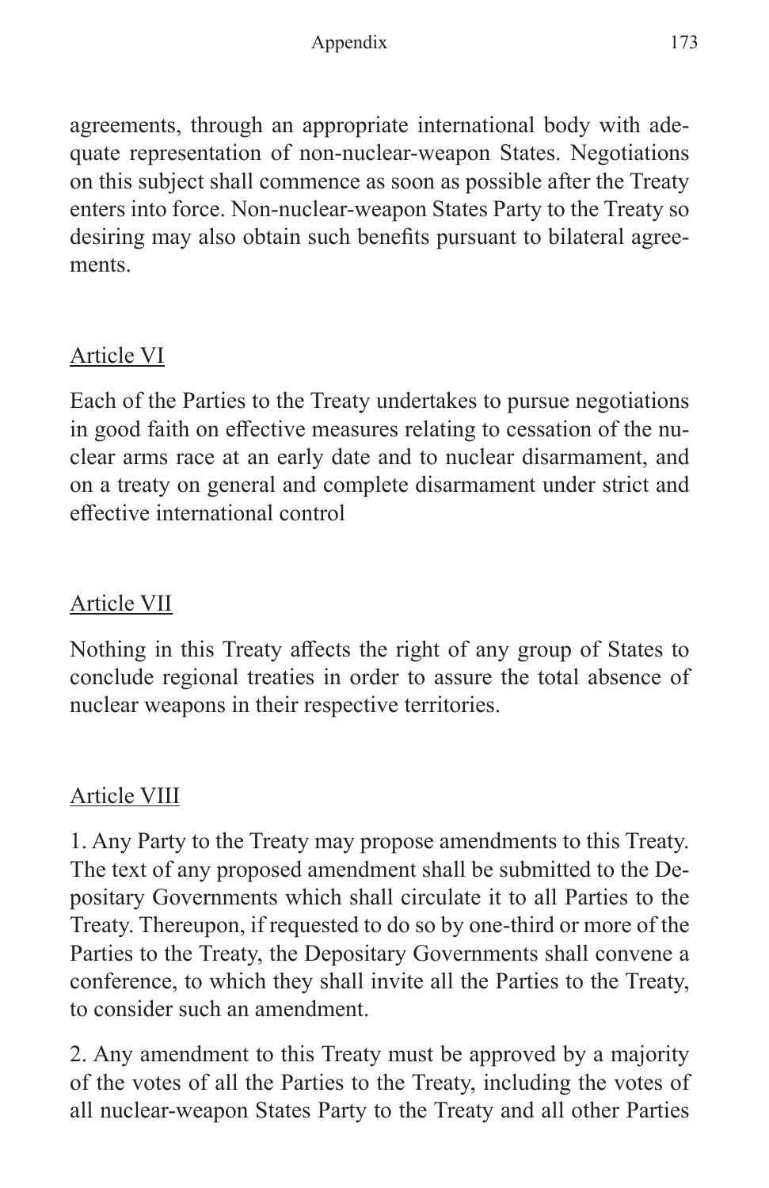agreements, through an appropriate international body with adequate representation of non-nuclear-weapon States. Negotiations on this subject shall commence as soon as possible after the Treaty enters into force. Non-nuclear-weapon States Party to the Treaty so desiring may also obtain such benefits pursuant to bilateral agreements.

## Article VI

Each of the Parties to the Treaty undertakes to pursue negotiations in good faith on effective measures relating to cessation of the nuclear arms race at an early date and to nuclear disarmament, and on a treaty on general and complete disarmament under strict and effective international control

## Article VII

Nothing in this Treaty affects the right of any group of States to conclude regional treaties in order to assure the total absence of nuclear weapons in their respective territories.

## Article VIII

1. Any Party to the Treaty may propose amendments to this Treaty. The text of any proposed amendment shall be submitted to the Depositary Governments which shall circulate it to all Parties to the Treaty. Thereupon, if requested to do so by one-third or more of the Parties to the Treaty, the Depositary Governments shall convene a conference, to which they shall invite all the Parties to the Treaty, to consider such an amendment.

2. Any amendment to this Treaty must be approved by a majority of the votes of all the Parties to the Treaty, including the votes of all nuclear-weapon States Party to the Treaty and all other Parties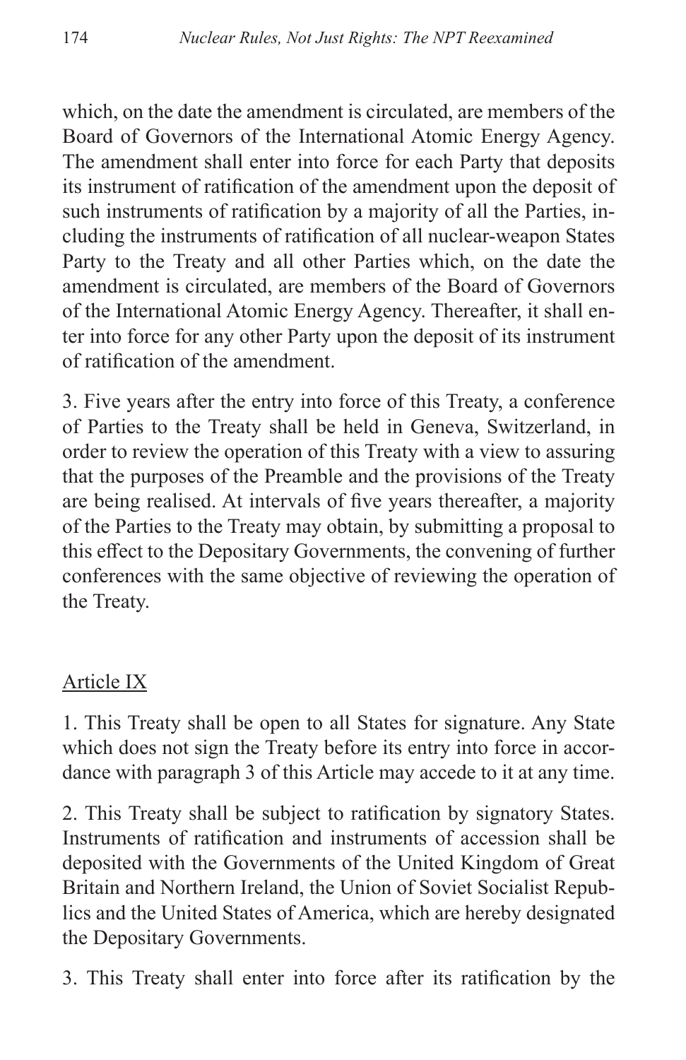which, on the date the amendment is circulated, are members of the Board of Governors of the International Atomic Energy Agency. The amendment shall enter into force for each Party that deposits its instrument of ratification of the amendment upon the deposit of such instruments of ratification by a majority of all the Parties, including the instruments of ratification of all nuclear-weapon States Party to the Treaty and all other Parties which, on the date the amendment is circulated, are members of the Board of Governors of the International Atomic Energy Agency. Thereafter, it shall enter into force for any other Party upon the deposit of its instrument of ratification of the amendment.

3. Five years after the entry into force of this Treaty, a conference of Parties to the Treaty shall be held in Geneva, Switzerland, in order to review the operation of this Treaty with a view to assuring that the purposes of the Preamble and the provisions of the Treaty are being realised. At intervals of five years thereafter, a majority of the Parties to the Treaty may obtain, by submitting a proposal to this effect to the Depositary Governments, the convening of further conferences with the same objective of reviewing the operation of the Treaty.

## Article IX

1. This Treaty shall be open to all States for signature. Any State which does not sign the Treaty before its entry into force in accordance with paragraph 3 of this Article may accede to it at any time.

2. This Treaty shall be subject to ratification by signatory States. Instruments of ratification and instruments of accession shall be deposited with the Governments of the United Kingdom of Great Britain and Northern Ireland, the Union of Soviet Socialist Republics and the United States of America, which are hereby designated the Depositary Governments.

3. This Treaty shall enter into force after its ratification by the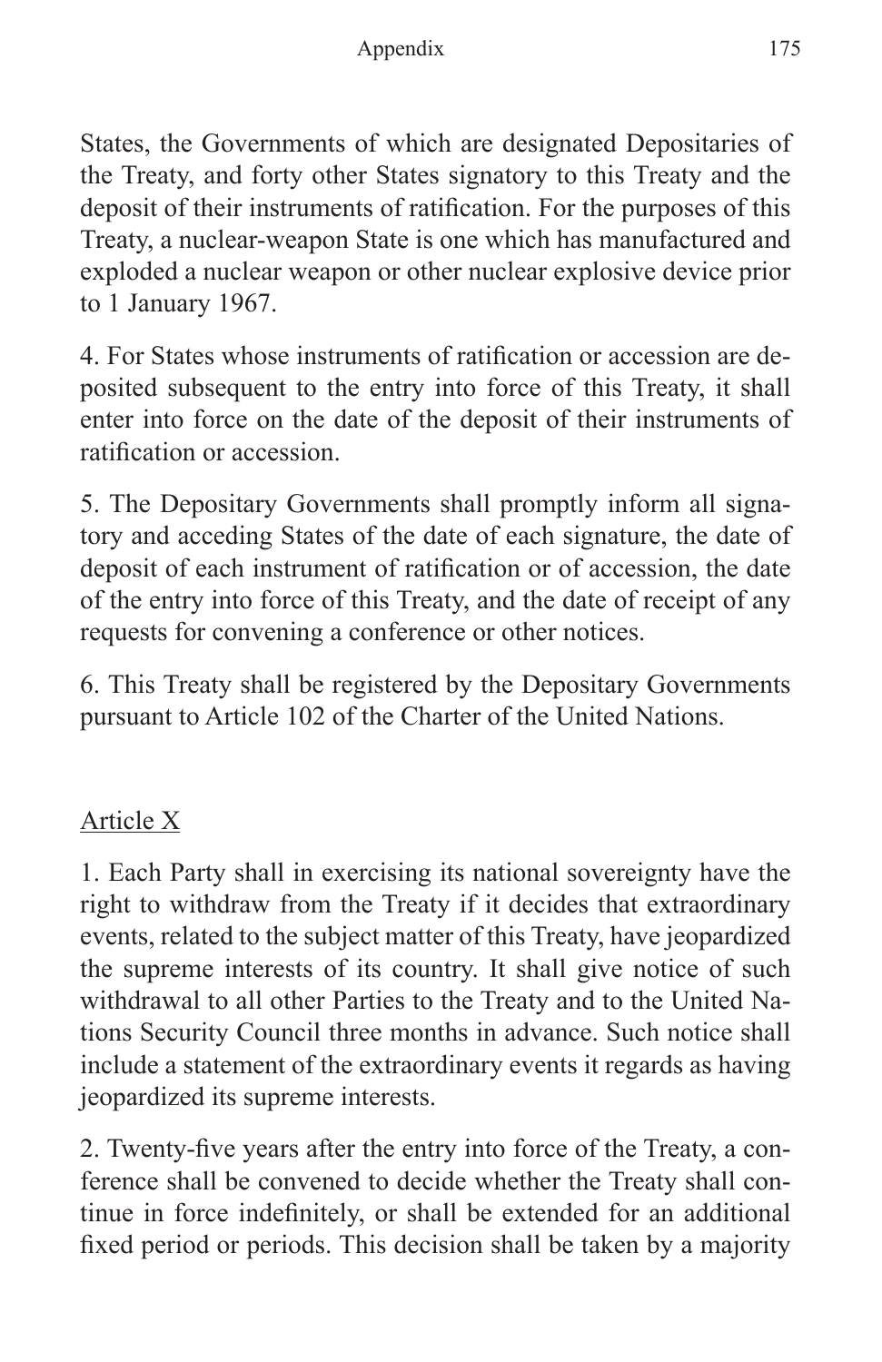States, the Governments of which are designated Depositaries of the Treaty, and forty other States signatory to this Treaty and the deposit of their instruments of ratification. For the purposes of this Treaty, a nuclear-weapon State is one which has manufactured and exploded a nuclear weapon or other nuclear explosive device prior to 1 January 1967.

4. For States whose instruments of ratification or accession are deposited subsequent to the entry into force of this Treaty, it shall enter into force on the date of the deposit of their instruments of ratification or accession.

5. The Depositary Governments shall promptly inform all signatory and acceding States of the date of each signature, the date of deposit of each instrument of ratification or of accession, the date of the entry into force of this Treaty, and the date of receipt of any requests for convening a conference or other notices.

6. This Treaty shall be registered by the Depositary Governments pursuant to Article 102 of the Charter of the United Nations.

## Article X

1. Each Party shall in exercising its national sovereignty have the right to withdraw from the Treaty if it decides that extraordinary events, related to the subject matter of this Treaty, have jeopardized the supreme interests of its country. It shall give notice of such withdrawal to all other Parties to the Treaty and to the United Nations Security Council three months in advance. Such notice shall include a statement of the extraordinary events it regards as having jeopardized its supreme interests.

2. Twenty-five years after the entry into force of the Treaty, a conference shall be convened to decide whether the Treaty shall continue in force indefinitely, or shall be extended for an additional fixed period or periods. This decision shall be taken by a majority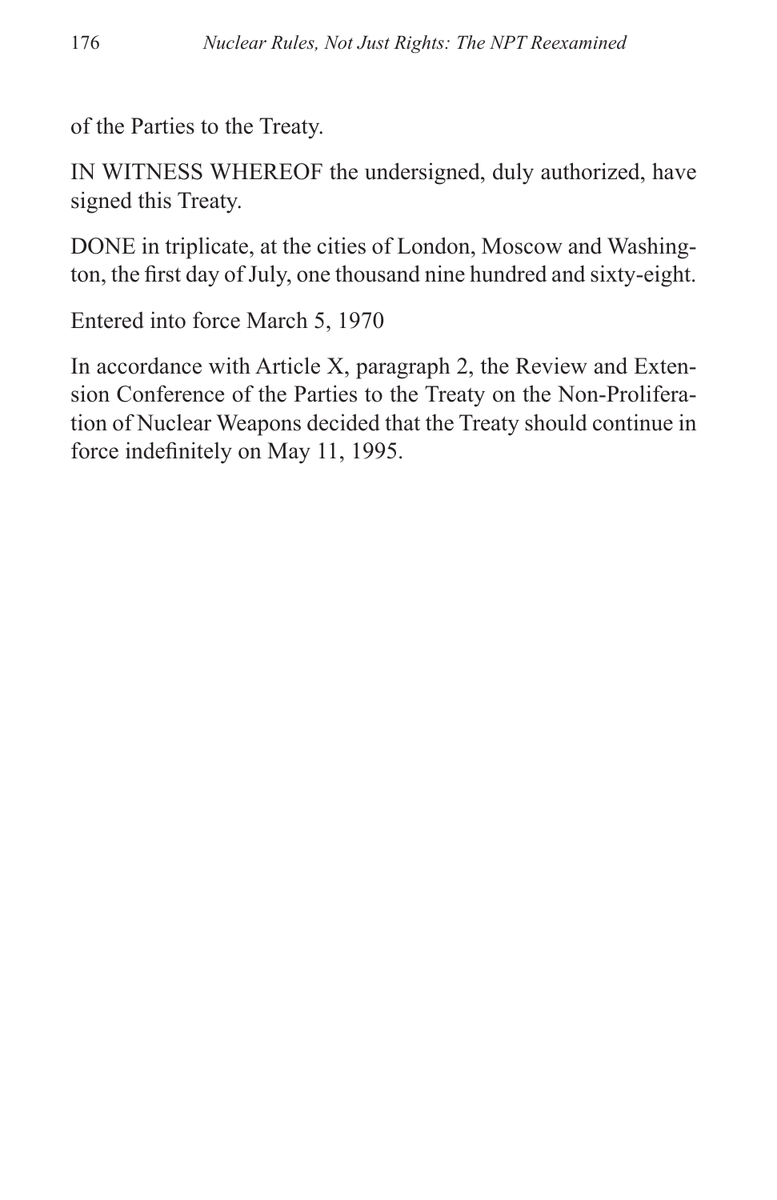of the Parties to the Treaty.

IN WITNESS WHEREOF the undersigned, duly authorized, have signed this Treaty.

DONE in triplicate, at the cities of London, Moscow and Washington, the first day of July, one thousand nine hundred and sixty-eight.

Entered into force March 5, 1970

In accordance with Article X, paragraph 2, the Review and Extension Conference of the Parties to the Treaty on the Non-Proliferation of Nuclear Weapons decided that the Treaty should continue in force indefinitely on May 11, 1995.